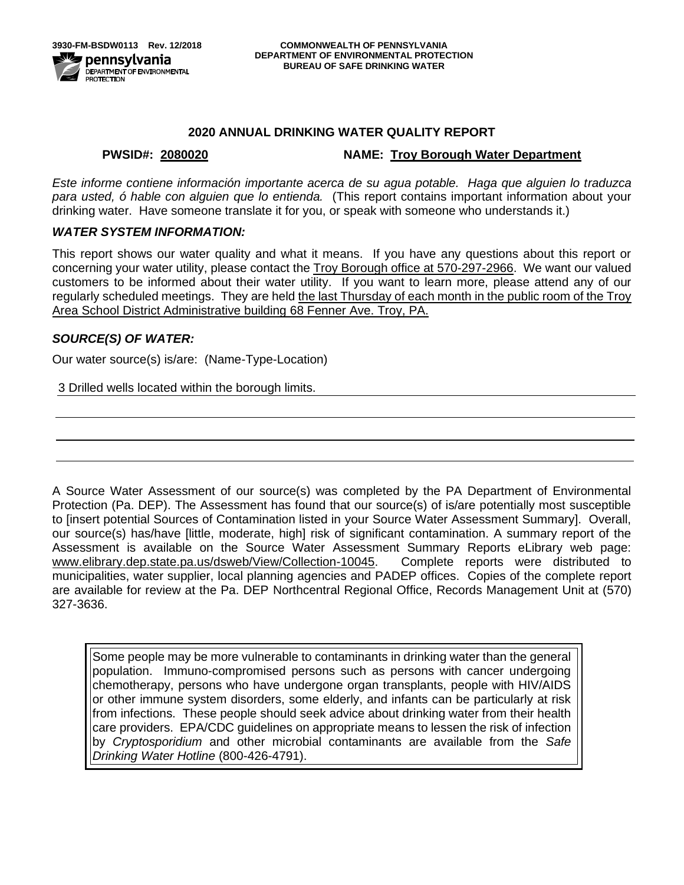3930-FM-BSDW0113 Rev. 12/2018

pennsylvania
DEPARTMENT OF ENVIRONMENTAL PROTECTION

**COMMONWEALTH OF PENNSYLVANIA**
**DEPARTMENT OF ENVIRONMENTAL PROTECTION**
**BUREAU OF SAFE DRINKING WATER**

## 2020 ANNUAL DRINKING WATER QUALITY REPORT

**PWSID#: 2080020** **NAME: Troy Borough Water Department**

*Este informe contiene información importante acerca de su agua potable. Haga que alguien lo traduzca para usted, ó hable con alguien que lo entienda.* (This report contains important information about your drinking water. Have someone translate it for you, or speak with someone who understands it.)

### *WATER SYSTEM INFORMATION:*

This report shows our water quality and what it means. If you have any questions about this report or concerning your water utility, please contact the Troy Borough office at 570-297-2966. We want our valued customers to be informed about their water utility. If you want to learn more, please attend any of our regularly scheduled meetings. They are held the last Thursday of each month in the public room of the Troy Area School District Administrative building 68 Fenner Ave. Troy, PA.

### *SOURCE(S) OF WATER:*

Our water source(s) is/are: (Name-Type-Location)

3 Drilled wells located within the borough limits.

A Source Water Assessment of our source(s) was completed by the PA Department of Environmental Protection (Pa. DEP). The Assessment has found that our source(s) of is/are potentially most susceptible to [insert potential Sources of Contamination listed in your Source Water Assessment Summary]. Overall, our source(s) has/have [little, moderate, high] risk of significant contamination. A summary report of the Assessment is available on the Source Water Assessment Summary Reports eLibrary web page: www.elibrary.dep.state.pa.us/dsweb/View/Collection-10045. Complete reports were distributed to municipalities, water supplier, local planning agencies and PADEP offices. Copies of the complete report are available for review at the Pa. DEP Northcentral Regional Office, Records Management Unit at (570) 327-3636.

Some people may be more vulnerable to contaminants in drinking water than the general population. Immuno-compromised persons such as persons with cancer undergoing chemotherapy, persons who have undergone organ transplants, people with HIV/AIDS or other immune system disorders, some elderly, and infants can be particularly at risk from infections. These people should seek advice about drinking water from their health care providers. EPA/CDC guidelines on appropriate means to lessen the risk of infection by *Cryptosporidium* and other microbial contaminants are available from the *Safe Drinking Water Hotline* (800-426-4791).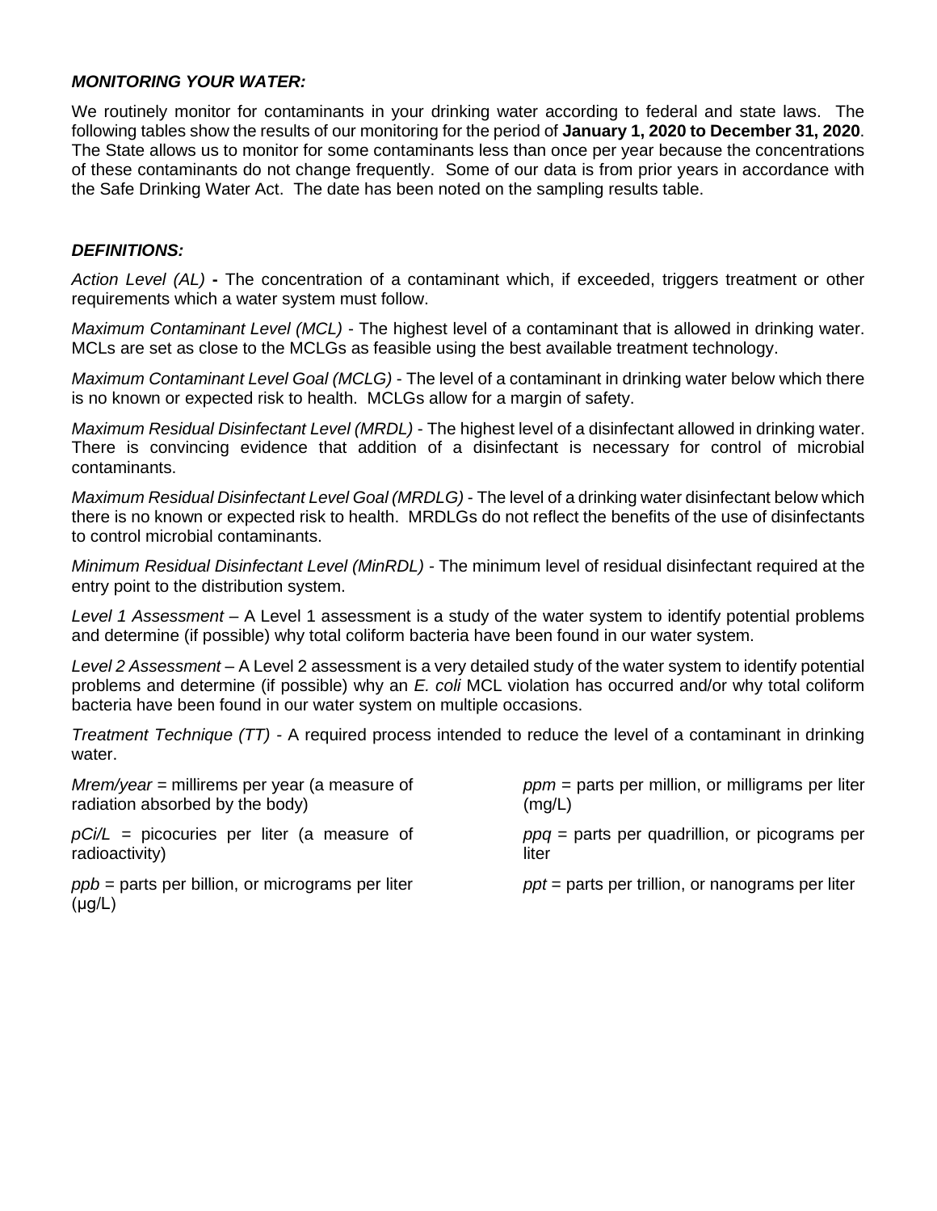***MONITORING YOUR WATER:***

We routinely monitor for contaminants in your drinking water according to federal and state laws. The following tables show the results of our monitoring for the period of **January 1, 2020 to December 31, 2020**. The State allows us to monitor for some contaminants less than once per year because the concentrations of these contaminants do not change frequently. Some of our data is from prior years in accordance with the Safe Drinking Water Act. The date has been noted on the sampling results table.

***DEFINITIONS:***

*Action Level (AL)* **-** The concentration of a contaminant which, if exceeded, triggers treatment or other requirements which a water system must follow.

*Maximum Contaminant Level (MCL)* - The highest level of a contaminant that is allowed in drinking water. MCLs are set as close to the MCLGs as feasible using the best available treatment technology.

*Maximum Contaminant Level Goal (MCLG)* - The level of a contaminant in drinking water below which there is no known or expected risk to health. MCLGs allow for a margin of safety.

*Maximum Residual Disinfectant Level (MRDL)* - The highest level of a disinfectant allowed in drinking water. There is convincing evidence that addition of a disinfectant is necessary for control of microbial contaminants.

*Maximum Residual Disinfectant Level Goal (MRDLG)* - The level of a drinking water disinfectant below which there is no known or expected risk to health. MRDLGs do not reflect the benefits of the use of disinfectants to control microbial contaminants.

*Minimum Residual Disinfectant Level (MinRDL)* - The minimum level of residual disinfectant required at the entry point to the distribution system.

*Level 1 Assessment* – A Level 1 assessment is a study of the water system to identify potential problems and determine (if possible) why total coliform bacteria have been found in our water system.

*Level 2 Assessment* – A Level 2 assessment is a very detailed study of the water system to identify potential problems and determine (if possible) why an *E. coli* MCL violation has occurred and/or why total coliform bacteria have been found in our water system on multiple occasions.

*Treatment Technique (TT)* - A required process intended to reduce the level of a contaminant in drinking water.

*Mrem/year* = millirems per year (a measure of radiation absorbed by the body)

*pCi/L* = picocuries per liter (a measure of radioactivity)

*ppb* = parts per billion, or micrograms per liter (µg/L)

*ppm* = parts per million, or milligrams per liter (mg/L)

*ppq* = parts per quadrillion, or picograms per liter

*ppt* = parts per trillion, or nanograms per liter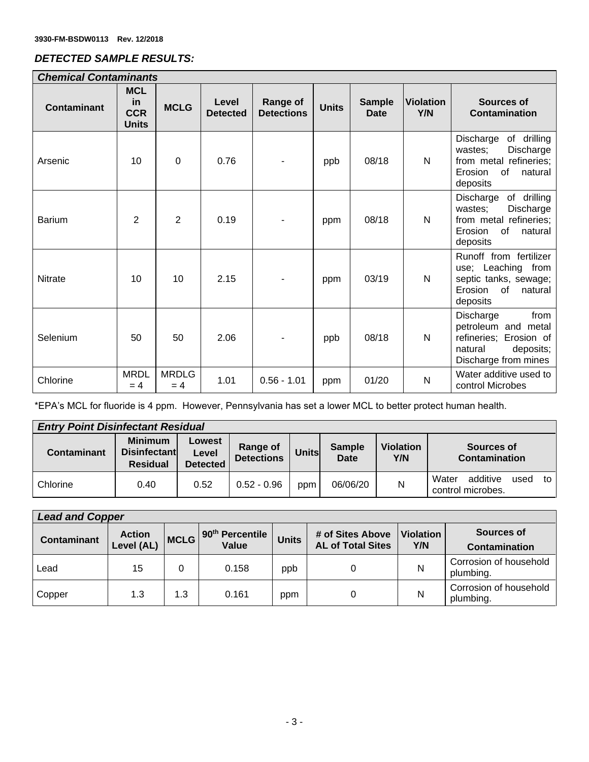3930-FM-BSDW0113 Rev. 12/2018

***DETECTED SAMPLE RESULTS:***

| ***Chemical Contaminants*** | | | | | | | | |
|---|---|---|---|---|---|---|---|---|
| **Contaminant** | **MCL in CCR Units** | **MCLG** | **Level Detected** | **Range of Detections** | **Units** | **Sample Date** | **Violation Y/N** | **Sources of Contamination** |
| Arsenic | 10 | 0 | 0.76 | - | ppb | 08/18 | N | Discharge of drilling wastes; Discharge from metal refineries; Erosion of natural deposits |
| Barium | 2 | 2 | 0.19 | - | ppm | 08/18 | N | Discharge of drilling wastes; Discharge from metal refineries; Erosion of natural deposits |
| Nitrate | 10 | 10 | 2.15 | - | ppm | 03/19 | N | Runoff from fertilizer use; Leaching from septic tanks, sewage; Erosion of natural deposits |
| Selenium | 50 | 50 | 2.06 | - | ppb | 08/18 | N | Discharge from petroleum and metal refineries; Erosion of natural deposits; Discharge from mines |
| Chlorine | MRDL = 4 | MRDLG = 4 | 1.01 | 0.56 - 1.01 | ppm | 01/20 | N | Water additive used to control Microbes |

*EPA's MCL for fluoride is 4 ppm. However, Pennsylvania has set a lower MCL to better protect human health.

| ***Entry Point Disinfectant Residual*** | | | | | | | |
|---|---|---|---|---|---|---|---|
| **Contaminant** | **Minimum Disinfectant Residual** | **Lowest Level Detected** | **Range of Detections** | **Units** | **Sample Date** | **Violation Y/N** | **Sources of Contamination** |
| Chlorine | 0.40 | 0.52 | 0.52 - 0.96 | ppm | 06/06/20 | N | Water additive used to control microbes. |

| ***Lead and Copper*** | | | | | | | |
|---|---|---|---|---|---|---|---|
| **Contaminant** | **Action Level (AL)** | **MCLG** | **90th Percentile Value** | **Units** | **# of Sites Above AL of Total Sites** | **Violation Y/N** | **Sources of Contamination** |
| Lead | 15 | 0 | 0.158 | ppb | 0 | N | Corrosion of household plumbing. |
| Copper | 1.3 | 1.3 | 0.161 | ppm | 0 | N | Corrosion of household plumbing. |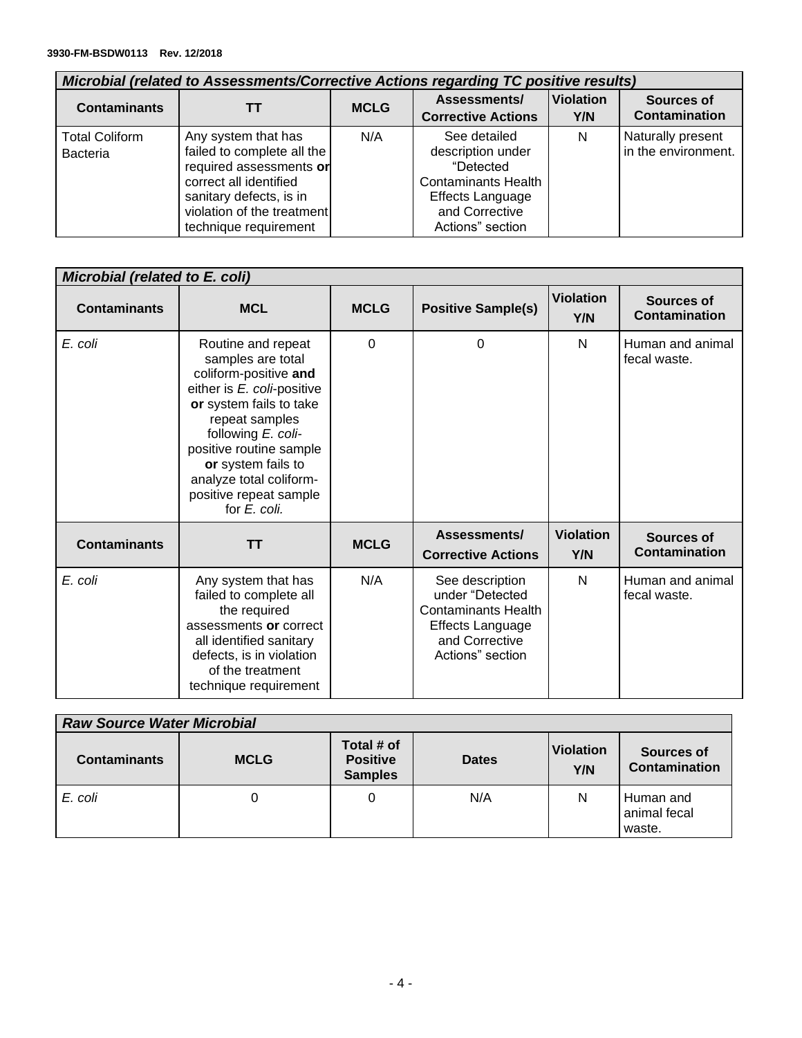| *Microbial (related to Assessments/Corrective Actions regarding TC positive results)* | | | | | |
|---|---|---|---|---|---|
| **Contaminants** | **TT** | **MCLG** | **Assessments/ Corrective Actions** | **Violation Y/N** | **Sources of Contamination** |
| Total Coliform Bacteria | Any system that has failed to complete all the required assessments **or** correct all identified sanitary defects, is in violation of the treatment technique requirement | N/A | See detailed description under "Detected Contaminants Health Effects Language and Corrective Actions" section | N | Naturally present in the environment. |

| *Microbial (related to E. coli)* | | | | | |
|---|---|---|---|---|---|
| **Contaminants** | **MCL** | **MCLG** | **Positive Sample(s)** | **Violation Y/N** | **Sources of Contamination** |
| *E. coli* | Routine and repeat samples are total coliform-positive **and** either is *E. coli*-positive **or** system fails to take repeat samples following *E. coli*-positive routine sample **or** system fails to analyze total coliform-positive repeat sample for *E. coli.* | 0 | 0 | N | Human and animal fecal waste. |
| **Contaminants** | **TT** | **MCLG** | **Assessments/ Corrective Actions** | **Violation Y/N** | **Sources of Contamination** |
| *E. coli* | Any system that has failed to complete all the required assessments **or** correct all identified sanitary defects, is in violation of the treatment technique requirement | N/A | See description under "Detected Contaminants Health Effects Language and Corrective Actions" section | N | Human and animal fecal waste. |

| *Raw Source Water Microbial* | | | | | |
|---|---|---|---|---|---|
| **Contaminants** | **MCLG** | **Total # of Positive Samples** | **Dates** | **Violation Y/N** | **Sources of Contamination** |
| *E. coli* | 0 | 0 | N/A | N | Human and animal fecal waste. |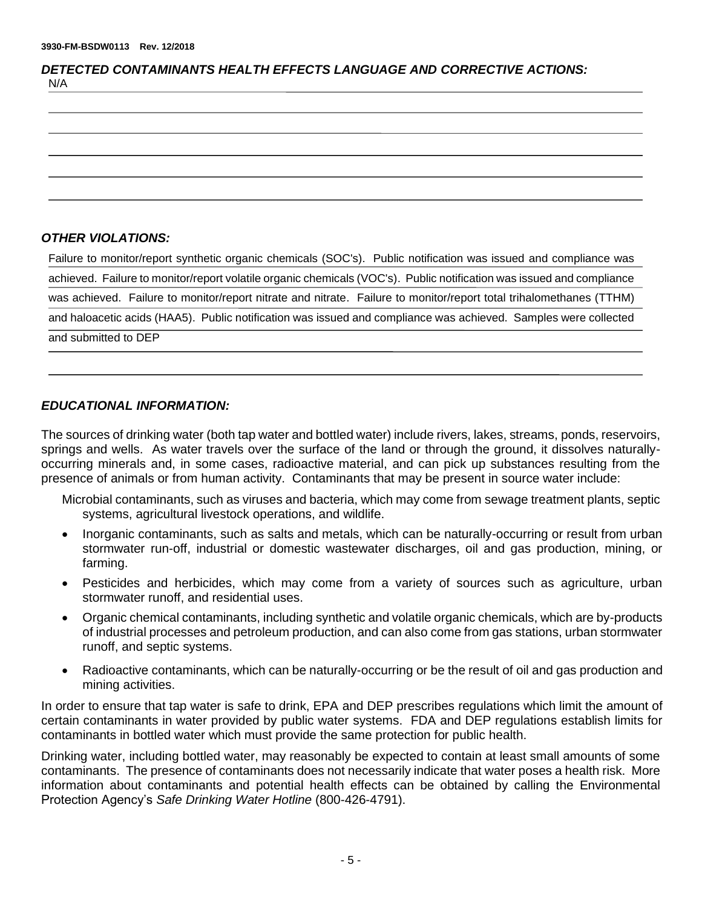3930-FM-BSDW0113 Rev. 12/2018

### *DETECTED CONTAMINANTS HEALTH EFFECTS LANGUAGE AND CORRECTIVE ACTIONS:*

N/A

### *OTHER VIOLATIONS:*

Failure to monitor/report synthetic organic chemicals (SOC's). Public notification was issued and compliance was achieved. Failure to monitor/report volatile organic chemicals (VOC's). Public notification was issued and compliance was achieved. Failure to monitor/report nitrate and nitrate. Failure to monitor/report total trihalomethanes (TTHM) and haloacetic acids (HAA5). Public notification was issued and compliance was achieved. Samples were collected and submitted to DEP

### *EDUCATIONAL INFORMATION:*

The sources of drinking water (both tap water and bottled water) include rivers, lakes, streams, ponds, reservoirs, springs and wells. As water travels over the surface of the land or through the ground, it dissolves naturally-occurring minerals and, in some cases, radioactive material, and can pick up substances resulting from the presence of animals or from human activity. Contaminants that may be present in source water include:

Microbial contaminants, such as viruses and bacteria, which may come from sewage treatment plants, septic systems, agricultural livestock operations, and wildlife.

- Inorganic contaminants, such as salts and metals, which can be naturally-occurring or result from urban stormwater run-off, industrial or domestic wastewater discharges, oil and gas production, mining, or farming.
- Pesticides and herbicides, which may come from a variety of sources such as agriculture, urban stormwater runoff, and residential uses.
- Organic chemical contaminants, including synthetic and volatile organic chemicals, which are by-products of industrial processes and petroleum production, and can also come from gas stations, urban stormwater runoff, and septic systems.
- Radioactive contaminants, which can be naturally-occurring or be the result of oil and gas production and mining activities.

In order to ensure that tap water is safe to drink, EPA and DEP prescribes regulations which limit the amount of certain contaminants in water provided by public water systems. FDA and DEP regulations establish limits for contaminants in bottled water which must provide the same protection for public health.

Drinking water, including bottled water, may reasonably be expected to contain at least small amounts of some contaminants. The presence of contaminants does not necessarily indicate that water poses a health risk. More information about contaminants and potential health effects can be obtained by calling the Environmental Protection Agency's *Safe Drinking Water Hotline* (800-426-4791).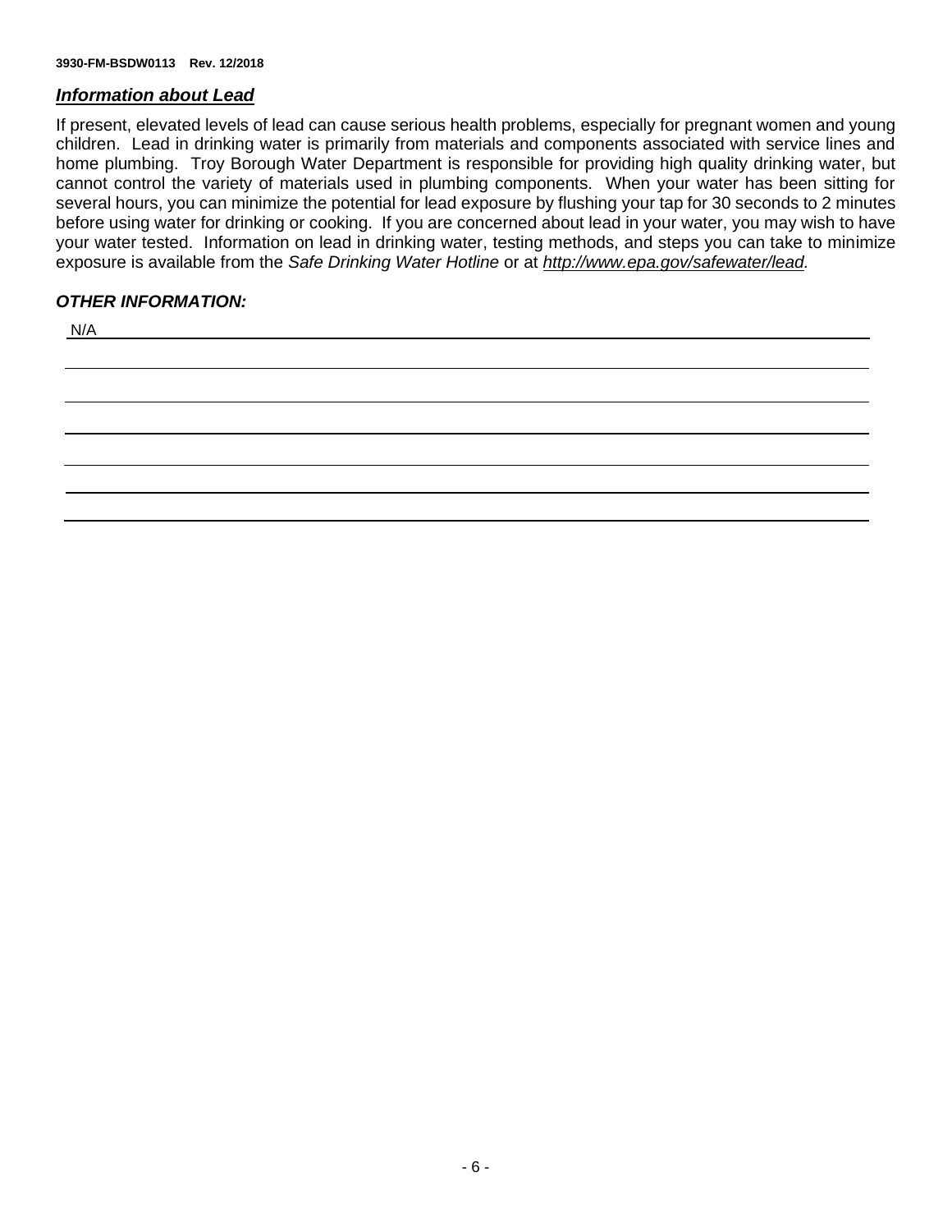3930-FM-BSDW0113 Rev. 12/2018

### ***Information about Lead***

If present, elevated levels of lead can cause serious health problems, especially for pregnant women and young children. Lead in drinking water is primarily from materials and components associated with service lines and home plumbing. Troy Borough Water Department is responsible for providing high quality drinking water, but cannot control the variety of materials used in plumbing components. When your water has been sitting for several hours, you can minimize the potential for lead exposure by flushing your tap for 30 seconds to 2 minutes before using water for drinking or cooking. If you are concerned about lead in your water, you may wish to have your water tested. Information on lead in drinking water, testing methods, and steps you can take to minimize exposure is available from the *Safe Drinking Water Hotline* or at *http://www.epa.gov/safewater/lead.*

### ***OTHER INFORMATION:***

N/A